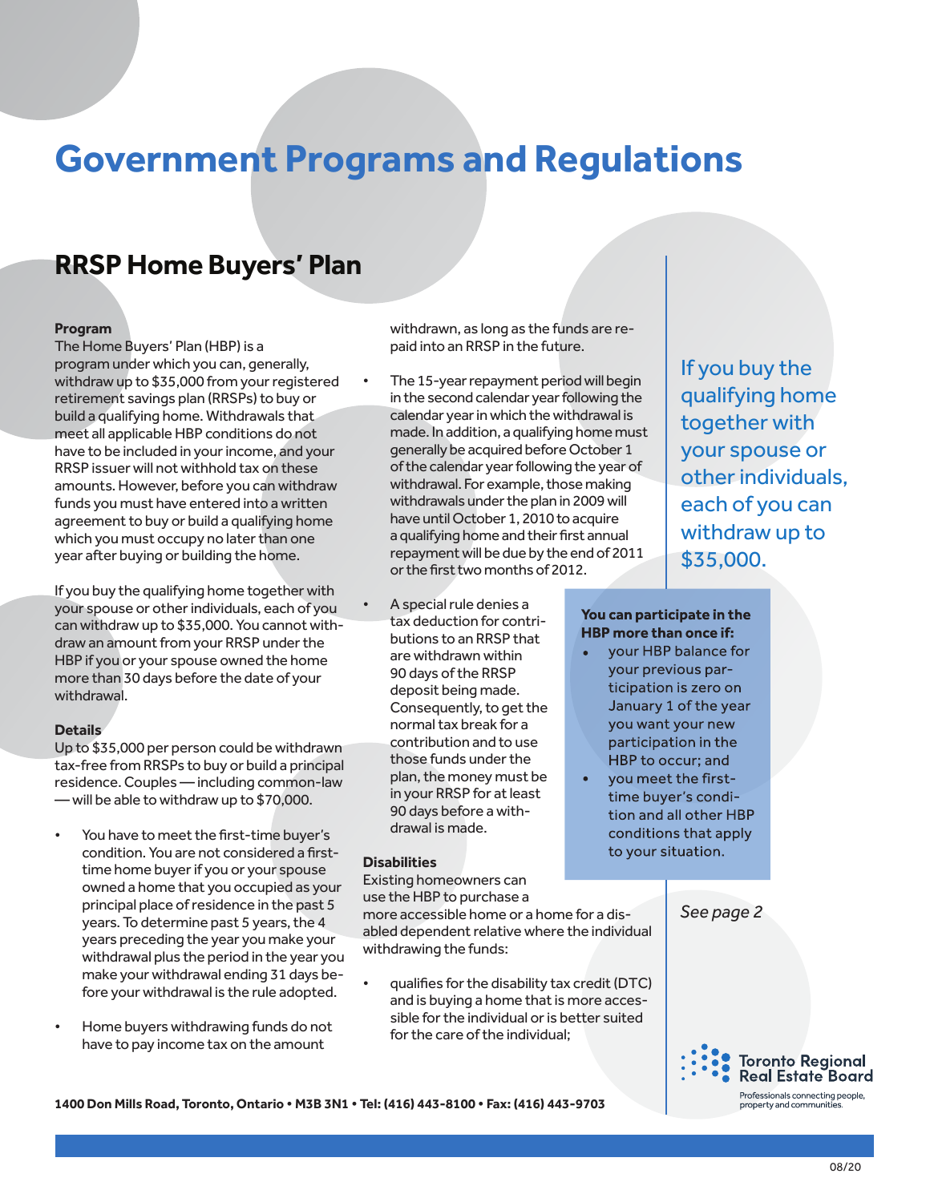# Government Programs and Regulations

## RRSP Home Buyers' Plan

**Program**
The Home Buyers' Plan (HBP) is a program under which you can, generally, withdraw up to $35,000 from your registered retirement savings plan (RRSPs) to buy or build a qualifying home. Withdrawals that meet all applicable HBP conditions do not have to be included in your income, and your RRSP issuer will not withhold tax on these amounts. However, before you can withdraw funds you must have entered into a written agreement to buy or build a qualifying home which you must occupy no later than one year after buying or building the home.

If you buy the qualifying home together with your spouse or other individuals, each of you can withdraw up to $35,000. You cannot withdraw an amount from your RRSP under the HBP if you or your spouse owned the home more than 30 days before the date of your withdrawal.

**Details**
Up to $35,000 per person could be withdrawn tax-free from RRSPs to buy or build a principal residence. Couples — including common-law — will be able to withdraw up to $70,000.

- You have to meet the first-time buyer's condition. You are not considered a first-time home buyer if you or your spouse owned a home that you occupied as your principal place of residence in the past 5 years. To determine past 5 years, the 4 years preceding the year you make your withdrawal plus the period in the year you make your withdrawal ending 31 days before your withdrawal is the rule adopted.
- Home buyers withdrawing funds do not have to pay income tax on the amount withdrawn, as long as the funds are repaid into an RRSP in the future.
- The 15-year repayment period will begin in the second calendar year following the calendar year in which the withdrawal is made. In addition, a qualifying home must generally be acquired before October 1 of the calendar year following the year of withdrawal. For example, those making withdrawals under the plan in 2009 will have until October 1, 2010 to acquire a qualifying home and their first annual repayment will be due by the end of 2011 or the first two months of 2012.
- A special rule denies a tax deduction for contributions to an RRSP that are withdrawn within 90 days of the RRSP deposit being made. Consequently, to get the normal tax break for a contribution and to use those funds under the plan, the money must be in your RRSP for at least 90 days before a withdrawal is made.

**Disabilities**
Existing homeowners can use the HBP to purchase a more accessible home or a home for a disabled dependent relative where the individual withdrawing the funds:

- qualifies for the disability tax credit (DTC) and is buying a home that is more accessible for the individual or is better suited for the care of the individual;

If you buy the qualifying home together with your spouse or other individuals, each of you can withdraw up to $35,000.

**You can participate in the HBP more than once if:**

- your HBP balance for your previous participation is zero on January 1 of the year you want your new participation in the HBP to occur; and
- you meet the first-time buyer's condition and all other HBP conditions that apply to your situation.

*See page 2*

Toronto Regional Real Estate Board
Professionals connecting people, property and communities.

**1400 Don Mills Road, Toronto, Ontario • M3B 3N1 • Tel: (416) 443-8100 • Fax: (416) 443-9703**

08/20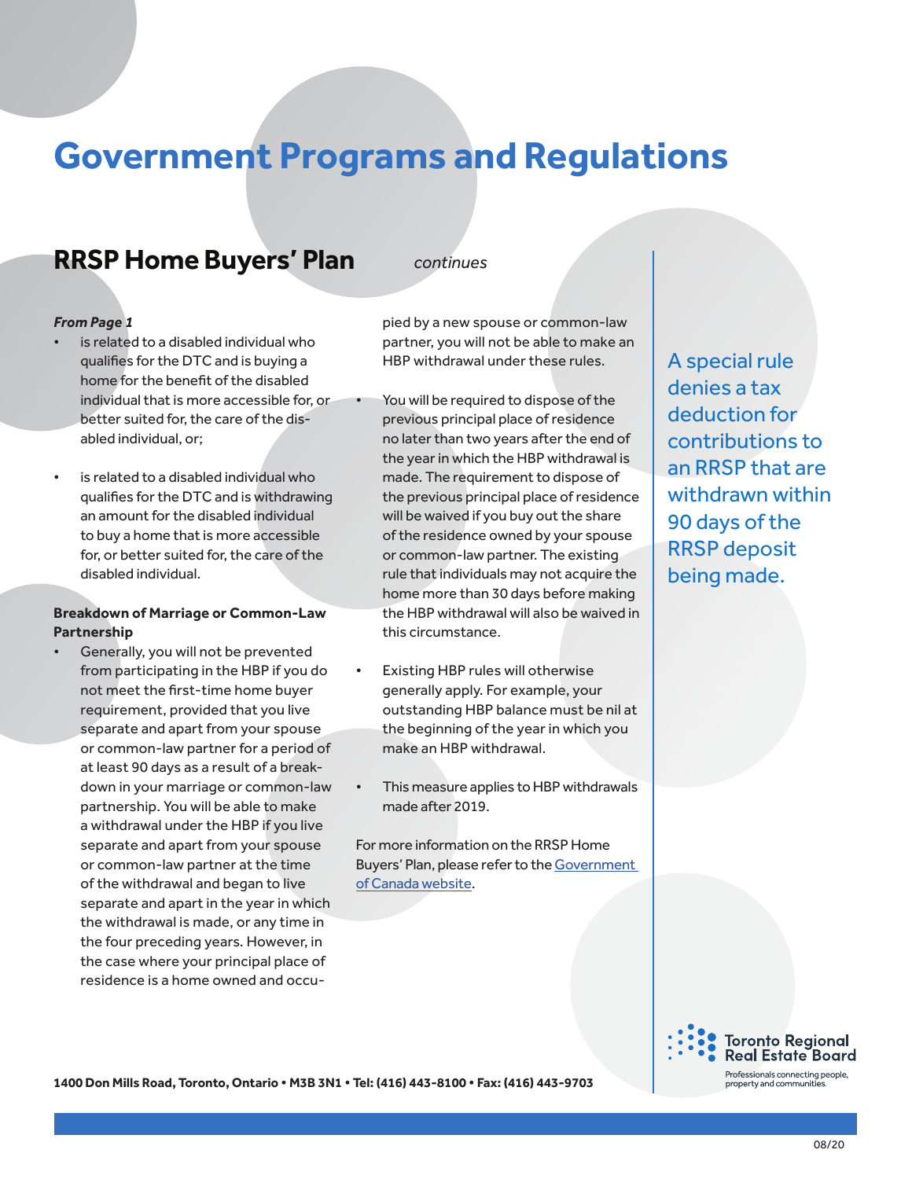# Government Programs and Regulations

## RRSP Home Buyers' Plan *continues*

***From Page 1***

- is related to a disabled individual who qualifies for the DTC and is buying a home for the benefit of the disabled individual that is more accessible for, or better suited for, the care of the disabled individual, or;
- is related to a disabled individual who qualifies for the DTC and is withdrawing an amount for the disabled individual to buy a home that is more accessible for, or better suited for, the care of the disabled individual.

**Breakdown of Marriage or Common-Law Partnership**

- Generally, you will not be prevented from participating in the HBP if you do not meet the first-time home buyer requirement, provided that you live separate and apart from your spouse or common-law partner for a period of at least 90 days as a result of a breakdown in your marriage or common-law partnership. You will be able to make a withdrawal under the HBP if you live separate and apart from your spouse or common-law partner at the time of the withdrawal and began to live separate and apart in the year in which the withdrawal is made, or any time in the four preceding years. However, in the case where your principal place of residence is a home owned and occupied by a new spouse or common-law partner, you will not be able to make an HBP withdrawal under these rules.
- You will be required to dispose of the previous principal place of residence no later than two years after the end of the year in which the HBP withdrawal is made. The requirement to dispose of the previous principal place of residence will be waived if you buy out the share of the residence owned by your spouse or common-law partner. The existing rule that individuals may not acquire the home more than 30 days before making the HBP withdrawal will also be waived in this circumstance.
- Existing HBP rules will otherwise generally apply. For example, your outstanding HBP balance must be nil at the beginning of the year in which you make an HBP withdrawal.
- This measure applies to HBP withdrawals made after 2019.

For more information on the RRSP Home Buyers' Plan, please refer to the Government of Canada website.

A special rule denies a tax deduction for contributions to an RRSP that are withdrawn within 90 days of the RRSP deposit being made.

Toronto Regional Real Estate Board
Professionals connecting people, property and communities.

1400 Don Mills Road, Toronto, Ontario • M3B 3N1 • Tel: (416) 443-8100 • Fax: (416) 443-9703

08/20